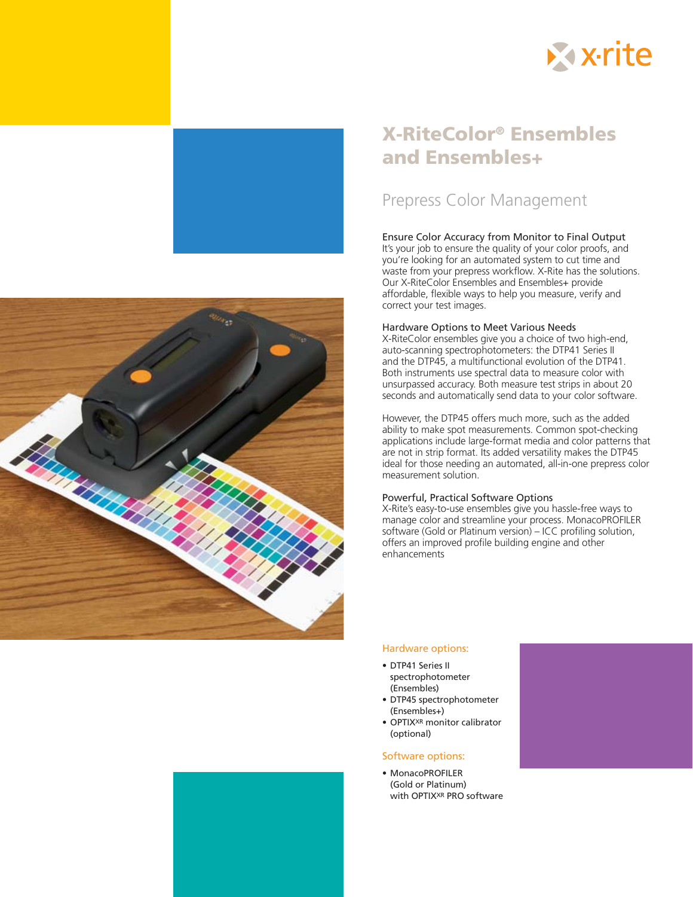# X-RiteColor® Ensembles and Ensembles+

## Prepress Color Management

### Ensure Color Accuracy from Monitor to Final Output

It's your job to ensure the quality of your color proofs, and you're looking for an automated system to cut time and waste from your prepress workflow. X-Rite has the solutions. Our X-RiteColor Ensembles and Ensembles+ provide affordable, flexible ways to help you measure, verify and correct your test images.

### Hardware Options to Meet Various Needs

X-RiteColor ensembles give you a choice of two high-end, auto-scanning spectrophotometers: the DTP41 Series II and the DTP45, a multifunctional evolution of the DTP41. Both instruments use spectral data to measure color with unsurpassed accuracy. Both measure test strips in about 20 seconds and automatically send data to your color software.

However, the DTP45 offers much more, such as the added ability to make spot measurements. Common spot-checking applications include large-format media and color patterns that are not in strip format. Its added versatility makes the DTP45 ideal for those needing an automated, all-in-one prepress color measurement solution.

### Powerful, Practical Software Options

X-Rite's easy-to-use ensembles give you hassle-free ways to manage color and streamline your process. MonacoPROFILER software (Gold or Platinum version) – ICC profiling solution, offers an improved profile building engine and other enhancements

#### Hardware options:

- DTP41 Series II spectrophotometer (Ensembles)
- DTP45 spectrophotometer (Ensembles+)
- OPTIX^XR monitor calibrator (optional)

#### Software options:

- MonacoPROFILER (Gold or Platinum) with OPTIX^XR PRO software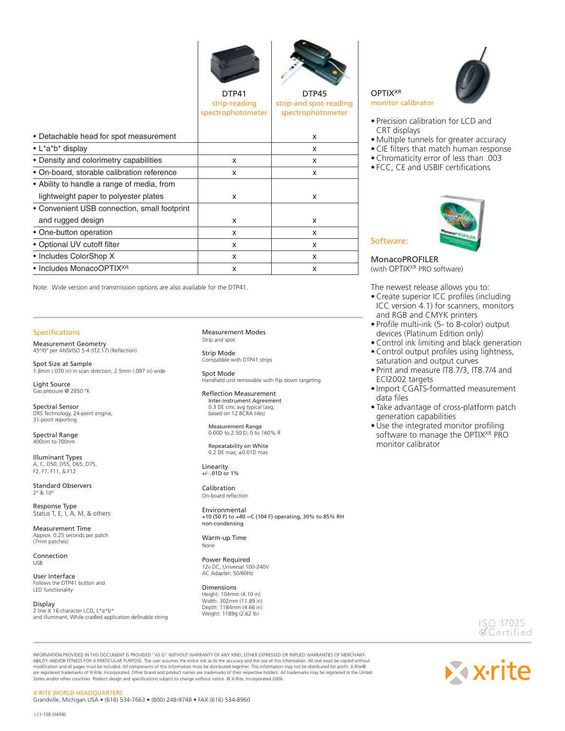| | DTP41 strip-reading spectrophotometer | DTP45 strip-and spot-reading spectrophotometer |
|---|---|---|
| • Detachable head for spot measurement | | x |
| • L*a*b* display | | x |
| • Density and colorimetry capabilities | x | x |
| • On-board, storable calibration reference | x | x |
| • Ability to handle a range of media, from lightweight paper to polyester plates | x | x |
| • Convenient USB connection, small footprint and rugged design | x | x |
| • One-button operation | x | x |
| • Optional UV cutoff filter | x | x |
| • Includes ColorShop X | x | x |
| • Includes MonacoOPTIX$^{XR}$ | x | x |

Note: Wide version and transmission options are also available for the DTP41.

## OPTIX$^{XR}$
monitor calibrator

- Precision calibration for LCD and CRT displays
- Multiple tunnels for greater accuracy
- CIE filters that match human response
- Chromaticity error of less than .003
- FCC, CE and USBIF certifications

## Software:

### MonacoPROFILER
(with OPTIX$^{XR}$ PRO software)

The newest release allows you to:

- Create superior ICC profiles (including ICC version 4.1) for scanners, monitors and RGB and CMYK printers
- Profile multi-ink (5- to 8-color) output devices (Platinum Edition only)
- Control ink limiting and black generation
- Control output profiles using lightness, saturation and output curves
- Print and measure IT8.7/3, IT8.7/4 and ECI2002 targets
- Import CGATS-formatted measurement data files
- Take advantage of cross-platform patch generation capabilities
- Use the integrated monitor profiling software to manage the OPTIX$^{XR}$ PRO monitor calibrator

## Specifications

**Measurement Geometry**
45°/0° per ANSI/ISO 5-4 (IT2.17) (Reflection)

**Spot Size at Sample**
1.8mm (.070 in) in scan direction, 2.5mm (.097 in) wide

**Light Source**
Gas pressure @ 2850 °K

**Spectral Sensor**
DRS Technology, 24-point engine, 31-point reporting

**Spectral Range**
400nm to 700nm

**Illuminant Types**
A, C, D50, D55, D65, D75, F2, F7, F11, & F12

**Standard Observers**
2° & 10°

**Response Type**
Status T, E, I, A, M, & others

**Measurement Time**
Approx. 0.25 seconds per patch (7mm patches)

**Connection**
USB

**User Interface**
Follows the DTP41 button and LED functionality

**Display**
2 line X 16 character LCD, L*a*b* and illuminant, While cradled application definable string

**Measurement Modes**
Strip and spot

**Strip Mode**
Compatible with DTP41 strips

**Spot Mode**
Handheld unit removable with flip down targeting

**Reflection Measurement**

Inter-instrument Agreement
0.3 DE cmc avg typical (avg, based on 12 BCRA tiles)

Measurement Range
0.00D to 2.50 D; 0 to 160% R

Repeatability on White
0.2 DE max; ±0.01D max

**Linearity**
+/- .01D or 1%

**Calibration**
On-board reflection

**Environmental**
+10 (50 F) to +40 ∞C (104 F) operating, 30% to 85% RH non-condensing

**Warm-up Time**
None

**Power Required**
12v DC, Universal 100-240V AC Adapter; 50/60Hz

**Dimensions**
Height: 104mm (4.10 in)
Width: 302mm (11.89 in)
Depth: 1184mm (4.66 in)
Weight: 1189g (2.62 lb)

ISO 17025 Certified

INFORMATION PROVIDED IN THIS DOCUMENT IS PROVIDED "AS IS" WITHOUT WARRANTY OF ANY KIND, EITHER EXPRESSED OR IMPLIED WARRANTIES OF MERCHANTABILITY AND/OR FITNESS FOR A PARTICULAR PURPOSE. The user assumes the entire risk as to the accuracy and the use of this information. All text must be copied without modification and all pages must be included. All components of this information must be distributed together. This information may not be distributed for profit. X-Rite® are registered trademarks of X-Rite, Incorporated. Other brand and product names are trademarks of their respective holders. All trademarks may be registered in the United States and/or other countries. Product design and specifications subject to change without notice. © X-Rite, Incorporated 2006.

x·rite

X-RITE WORLD HEADQUARTERS
Grandville, Michigan USA • (616) 534-7663 • (800) 248-9748 • FAX (616) 534-8960

L11-158 (04/06)